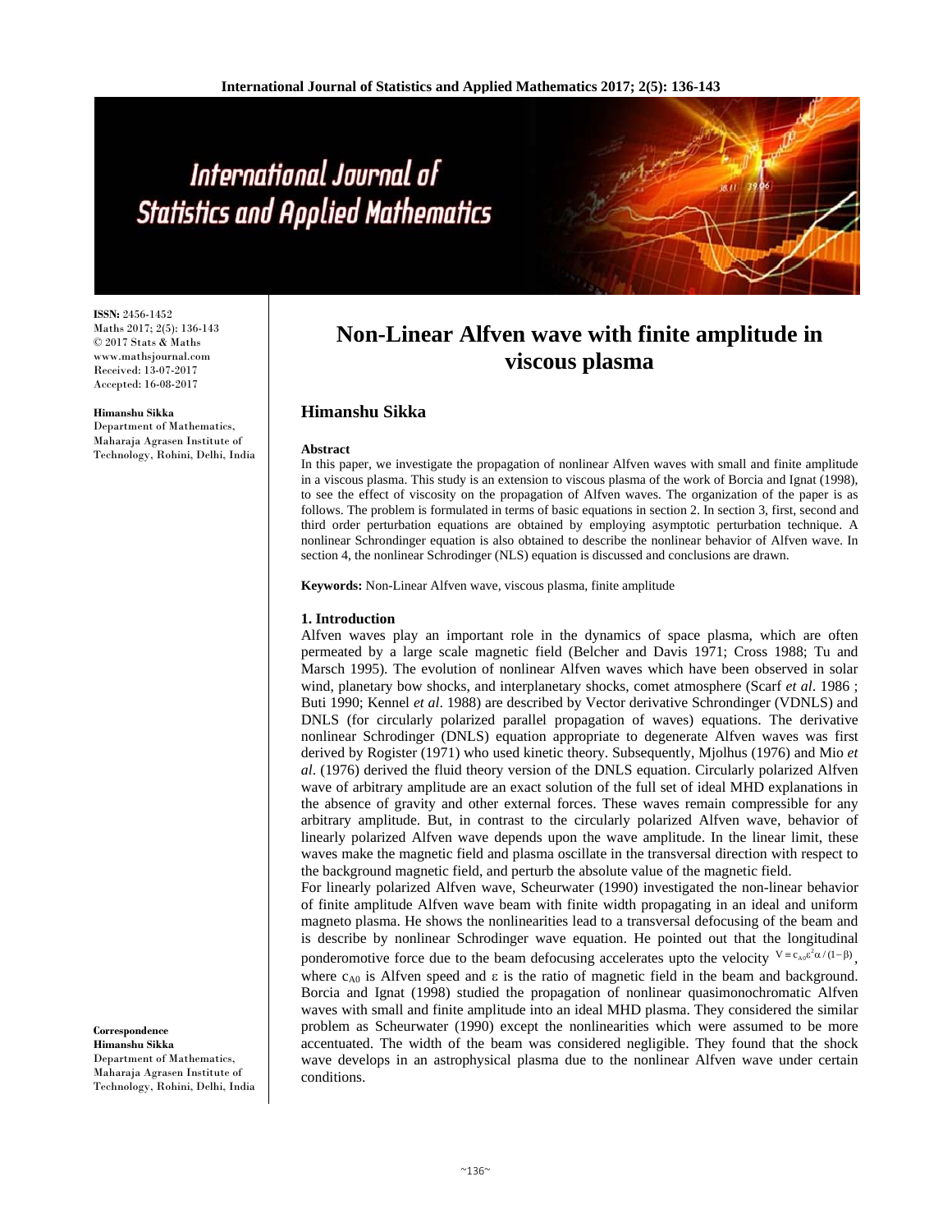# Non-Linear Alfven wave with finite amplitude in viscous plasma

**ISSN:** 2456-1452
Maths 2017; 2(5): 136-143
© 2017 Stats & Maths
www.mathsjournal.com
Received: 13-07-2017
Accepted: 16-08-2017

**Himanshu Sikka**
Department of Mathematics, Maharaja Agrasen Institute of Technology, Rohini, Delhi, India

**Correspondence**
**Himanshu Sikka**
Department of Mathematics, Maharaja Agrasen Institute of Technology, Rohini, Delhi, India

## Himanshu Sikka

### Abstract

In this paper, we investigate the propagation of nonlinear Alfven waves with small and finite amplitude in a viscous plasma. This study is an extension to viscous plasma of the work of Borcia and Ignat (1998), to see the effect of viscosity on the propagation of Alfven waves. The organization of the paper is as follows. The problem is formulated in terms of basic equations in section 2. In section 3, first, second and third order perturbation equations are obtained by employing asymptotic perturbation technique. A nonlinear Schrondinger equation is also obtained to describe the nonlinear behavior of Alfven wave. In section 4, the nonlinear Schrodinger (NLS) equation is discussed and conclusions are drawn.

**Keywords:** Non-Linear Alfven wave, viscous plasma, finite amplitude

### 1. Introduction

Alfven waves play an important role in the dynamics of space plasma, which are often permeated by a large scale magnetic field (Belcher and Davis 1971; Cross 1988; Tu and Marsch 1995). The evolution of nonlinear Alfven waves which have been observed in solar wind, planetary bow shocks, and interplanetary shocks, comet atmosphere (Scarf *et al*. 1986 ; Buti 1990; Kennel *et al*. 1988) are described by Vector derivative Schrondinger (VDNLS) and DNLS (for circularly polarized parallel propagation of waves) equations. The derivative nonlinear Schrodinger (DNLS) equation appropriate to degenerate Alfven waves was first derived by Rogister (1971) who used kinetic theory. Subsequently, Mjolhus (1976) and Mio *et al*. (1976) derived the fluid theory version of the DNLS equation. Circularly polarized Alfven wave of arbitrary amplitude are an exact solution of the full set of ideal MHD explanations in the absence of gravity and other external forces. These waves remain compressible for any arbitrary amplitude. But, in contrast to the circularly polarized Alfven wave, behavior of linearly polarized Alfven wave depends upon the wave amplitude. In the linear limit, these waves make the magnetic field and plasma oscillate in the transversal direction with respect to the background magnetic field, and perturb the absolute value of the magnetic field.

For linearly polarized Alfven wave, Scheurwater (1990) investigated the non-linear behavior of finite amplitude Alfven wave beam with finite width propagating in an ideal and uniform magneto plasma. He shows the nonlinearities lead to a transversal defocusing of the beam and is describe by nonlinear Schrodinger wave equation. He pointed out that the longitudinal ponderomotive force due to the beam defocusing accelerates upto the velocity $V \equiv c_{A0}\varepsilon^2\alpha/(1-\beta)$, where $c_{A0}$ is Alfven speed and ε is the ratio of magnetic field in the beam and background. Borcia and Ignat (1998) studied the propagation of nonlinear quasimonochromatic Alfven waves with small and finite amplitude into an ideal MHD plasma. They considered the similar problem as Scheurwater (1990) except the nonlinearities which were assumed to be more accentuated. The width of the beam was considered negligible. They found that the shock wave develops in an astrophysical plasma due to the nonlinear Alfven wave under certain conditions.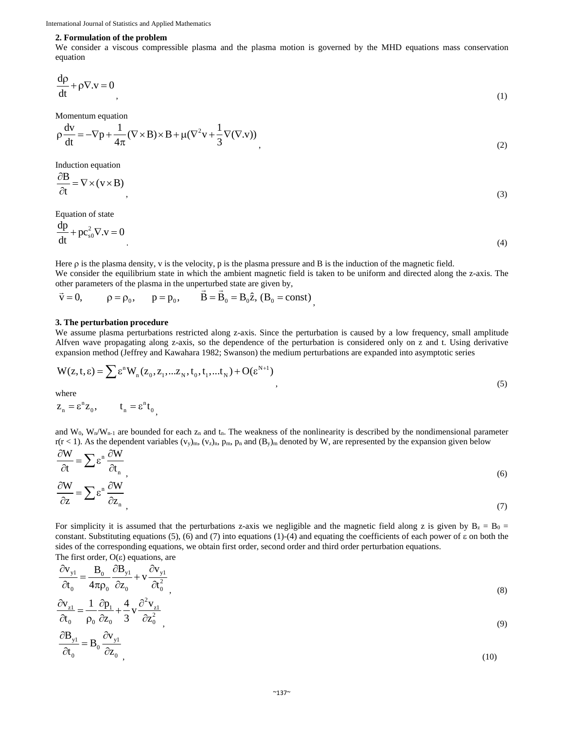## 2. Formulation of the problem

We consider a viscous compressible plasma and the plasma motion is governed by the MHD equations mass conservation equation

$$\frac{d\rho}{dt} + \rho\nabla.v = 0 \,, \tag{1}$$

Momentum equation

$$\rho\frac{dv}{dt} = -\nabla p + \frac{1}{4\pi}(\nabla\times B)\times B + \mu(\nabla^2 v + \frac{1}{3}\nabla(\nabla.v)) \,, \tag{2}$$

Induction equation

$$\frac{\partial B}{\partial t} = \nabla\times(v\times B) \,, \tag{3}$$

Equation of state

$$\frac{dp}{dt} + pc_{s0}^2\nabla.v = 0 \,. \tag{4}$$

Here $\rho$ is the plasma density, v is the velocity, p is the plasma pressure and B is the induction of the magnetic field.

We consider the equilibrium state in which the ambient magnetic field is taken to be uniform and directed along the z-axis. The other parameters of the plasma in the unperturbed state are given by,

$$\vec{v} = 0, \qquad \rho = \rho_0, \qquad p = p_0, \qquad \vec{B} = \vec{B}_0 = B_0\hat{z},\ (B_0 = \text{const}) \,,$$

## 3. The perturbation procedure

We assume plasma perturbations restricted along z-axis. Since the perturbation is caused by a low frequency, small amplitude Alfven wave propagating along z-axis, so the dependence of the perturbation is considered only on z and t. Using derivative expansion method (Jeffrey and Kawahara 1982; Swanson) the medium perturbations are expanded into asymptotic series

$$W(z,t,\varepsilon) = \sum \varepsilon^n W_n(z_0, z_1, \ldots z_N, t_0, t_1, \ldots t_N) + O(\varepsilon^{N+1}) \,, \tag{5}$$

where

$$z_n = \varepsilon^n z_0, \qquad t_n = \varepsilon^n t_0 \,,$$

and $W_0$, $W_n/W_{n-1}$ are bounded for each $z_n$ and $t_n$. The weakness of the nonlinearity is described by the nondimensional parameter r(r < 1). As the dependent variables $(v_y)_m$, $(v_z)_n$, $p_m$, $p_n$ and $(B_y)_m$ denoted by W, are represented by the expansion given below

$$\frac{\partial W}{\partial t} = \sum \varepsilon^n \frac{\partial W}{\partial t_n} \,, \tag{6}$$

$$\frac{\partial W}{\partial z} = \sum \varepsilon^n \frac{\partial W}{\partial z_n} \,, \tag{7}$$

For simplicity it is assumed that the perturbations z-axis we negligible and the magnetic field along z is given by $B_z = B_0 =$ constant. Substituting equations (5), (6) and (7) into equations (1)-(4) and equating the coefficients of each power of $\varepsilon$ on both the sides of the corresponding equations, we obtain first order, second order and third order perturbation equations.

The first order, $O(\varepsilon)$ equations, are

$$\frac{\partial v_{y1}}{\partial t_0} = \frac{B_0}{4\pi\rho_0}\frac{\partial B_{y1}}{\partial z_0} + v\frac{\partial v_{y1}}{\partial t_0^2} \,, \tag{8}$$

$$\frac{\partial v_{z1}}{\partial t_0} = \frac{1}{\rho_0}\frac{\partial p_1}{\partial z_0} + \frac{4}{3}v\frac{\partial^2 v_{z1}}{\partial z_0^2} \,, \tag{9}$$

$$\frac{\partial B_{y1}}{\partial t_0} = B_0\frac{\partial v_{y1}}{\partial z_0} \,, \tag{10}$$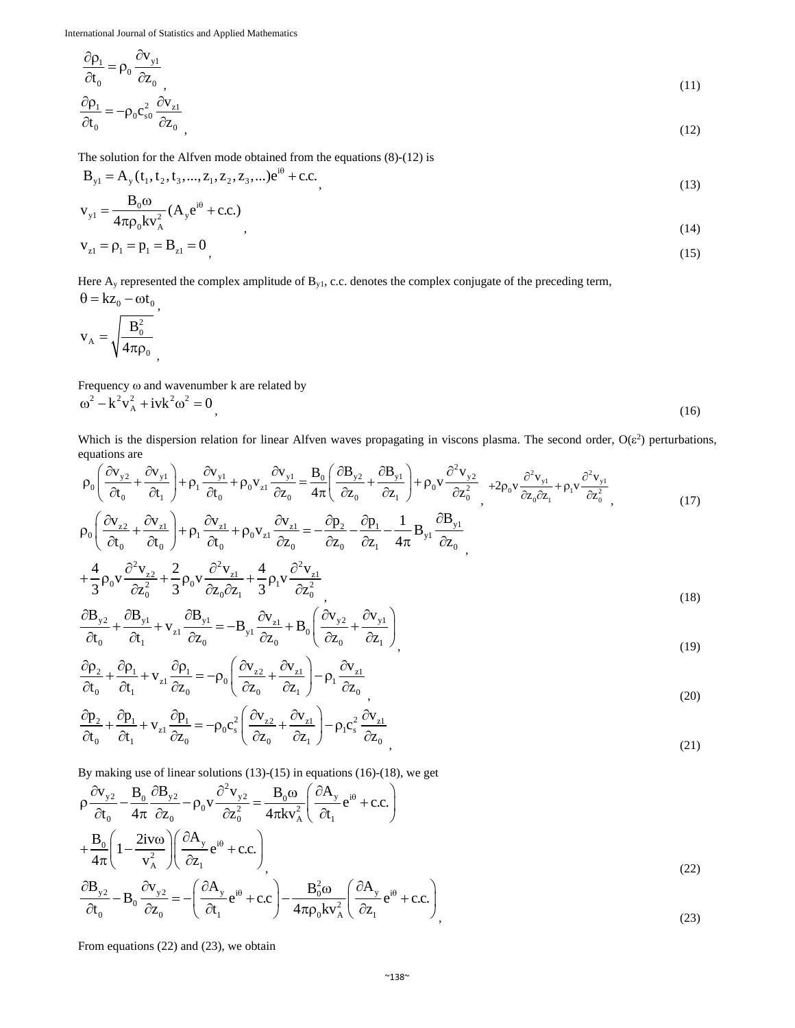$$\frac{\partial \rho_1}{\partial t_0} = \rho_0 \frac{\partial v_{y1}}{\partial z_0}, \tag{11}$$

$$\frac{\partial \rho_1}{\partial t_0} = -\rho_0 c_{s0}^2 \frac{\partial v_{z1}}{\partial z_0}, \tag{12}$$

The solution for the Alfven mode obtained from the equations (8)-(12) is

$$B_{y1} = A_y(t_1, t_2, t_3, ..., z_1, z_2, z_3, ...)e^{i\theta} + \text{c.c.}, \tag{13}$$

$$v_{y1} = \frac{B_0 \omega}{4\pi\rho_0 k v_A^2}(A_y e^{i\theta} + \text{c.c.}), \tag{14}$$

$$v_{z1} = \rho_1 = p_1 = B_{z1} = 0, \tag{15}$$

Here $A_y$ represented the complex amplitude of $B_{y1}$, c.c. denotes the complex conjugate of the preceding term,

$$\theta = kz_0 - \omega t_0,$$

$$v_A = \sqrt{\frac{B_0^2}{4\pi\rho_0}},$$

Frequency $\omega$ and wavenumber k are related by

$$\omega^2 - k^2 v_A^2 + i v k^2 \omega^2 = 0, \tag{16}$$

Which is the dispersion relation for linear Alfven waves propagating in viscons plasma. The second order, $O(\varepsilon^2)$ perturbations, equations are

$$\rho_0\left(\frac{\partial v_{y2}}{\partial t_0} + \frac{\partial v_{y1}}{\partial t_1}\right) + \rho_1 \frac{\partial v_{y1}}{\partial t_0} + \rho_0 v_{z1}\frac{\partial v_{y1}}{\partial z_0} = \frac{B_0}{4\pi}\left(\frac{\partial B_{y2}}{\partial z_0} + \frac{\partial B_{y1}}{\partial z_1}\right) + \rho_0 v \frac{\partial^2 v_{y2}}{\partial z_0^2}, + 2\rho_0 v \frac{\partial^2 v_{y1}}{\partial z_0 \partial z_1} + \rho_1 v \frac{\partial^2 v_{y1}}{\partial z_0^2}, \tag{17}$$

$$\rho_0\left(\frac{\partial v_{z2}}{\partial t_0} + \frac{\partial v_{z1}}{\partial t_0}\right) + \rho_1 \frac{\partial v_{z1}}{\partial t_0} + \rho_0 v_{z1}\frac{\partial v_{z1}}{\partial z_0} = -\frac{\partial p_2}{\partial z_0} - \frac{\partial p_1}{\partial z_1} - \frac{1}{4\pi}B_{y1}\frac{\partial B_{y1}}{\partial z_0},$$

$$+\frac{4}{3}\rho_0 v \frac{\partial^2 v_{z2}}{\partial z_0^2} + \frac{2}{3}\rho_0 v \frac{\partial^2 v_{z1}}{\partial z_0 \partial z_1} + \frac{4}{3}\rho_1 v \frac{\partial^2 v_{z1}}{\partial z_0^2}, \tag{18}$$

$$\frac{\partial B_{y2}}{\partial t_0} + \frac{\partial B_{y1}}{\partial t_1} + v_{z1}\frac{\partial B_{y1}}{\partial z_0} = -B_{y1}\frac{\partial v_{z1}}{\partial z_0} + B_0\left(\frac{\partial v_{y2}}{\partial z_0} + \frac{\partial v_{y1}}{\partial z_1}\right), \tag{19}$$

$$\frac{\partial \rho_2}{\partial t_0} + \frac{\partial \rho_1}{\partial t_1} + v_{z1}\frac{\partial \rho_1}{\partial z_0} = -\rho_0\left(\frac{\partial v_{z2}}{\partial z_0} + \frac{\partial v_{z1}}{\partial z_1}\right) - \rho_1\frac{\partial v_{z1}}{\partial z_0}, \tag{20}$$

$$\frac{\partial p_2}{\partial t_0} + \frac{\partial p_1}{\partial t_1} + v_{z1}\frac{\partial p_1}{\partial z_0} = -\rho_0 c_s^2\left(\frac{\partial v_{z2}}{\partial z_0} + \frac{\partial v_{z1}}{\partial z_1}\right) - \rho_1 c_s^2 \frac{\partial v_{z1}}{\partial z_0}, \tag{21}$$

By making use of linear solutions (13)-(15) in equations (16)-(18), we get

$$\rho\frac{\partial v_{y2}}{\partial t_0} - \frac{B_0}{4\pi}\frac{\partial B_{y2}}{\partial z_0} - \rho_0 v \frac{\partial^2 v_{y2}}{\partial z_0^2} = \frac{B_0\omega}{4\pi k v_A^2}\left(\frac{\partial A_y}{\partial t_1}e^{i\theta} + \text{c.c.}\right)$$

$$+\frac{B_0}{4\pi}\left(1 - \frac{2iv\omega}{v_A^2}\right)\left(\frac{\partial A_y}{\partial z_1}e^{i\theta} + \text{c.c.}\right), \tag{22}$$

$$\frac{\partial B_{y2}}{\partial t_0} - B_0\frac{\partial v_{y2}}{\partial z_0} = -\left(\frac{\partial A_y}{\partial t_1}e^{i\theta} + \text{c.c}\right) - \frac{B_0^2\omega}{4\pi\rho_0 k v_A^2}\left(\frac{\partial A_y}{\partial z_1}e^{i\theta} + \text{c.c.}\right), \tag{23}$$

From equations (22) and (23), we obtain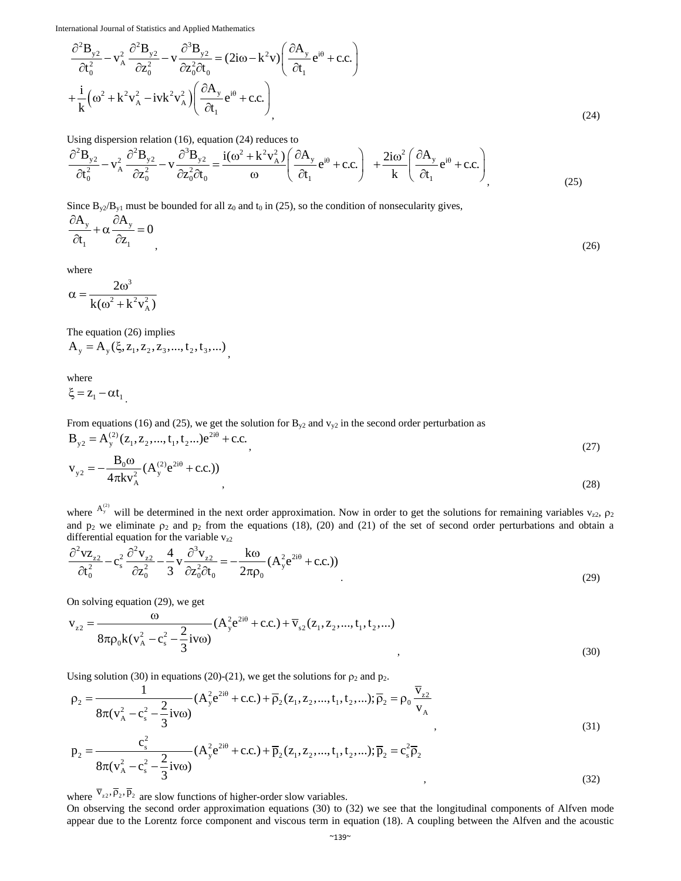$$\frac{\partial^2 B_{y2}}{\partial t_0^2} - v_A^2 \frac{\partial^2 B_{y2}}{\partial z_0^2} - v\frac{\partial^3 B_{y2}}{\partial z_0^2 \partial t_0} = (2i\omega - k^2 v)\left(\frac{\partial A_y}{\partial t_1} e^{i\theta} + c.c.\right)$$
$$+\frac{i}{k}\left(\omega^2 + k^2 v_A^2 - ivk^2 v_A^2\right)\left(\frac{\partial A_y}{\partial t_1} e^{i\theta} + c.c.\right), \quad (24)$$

Using dispersion relation (16), equation (24) reduces to

$$\frac{\partial^2 B_{y2}}{\partial t_0^2} - v_A^2 \frac{\partial^2 B_{y2}}{\partial z_0^2} - v\frac{\partial^3 B_{y2}}{\partial z_0^2 \partial t_0} = \frac{i(\omega^2 + k^2 v_A^2)}{\omega}\left(\frac{\partial A_y}{\partial t_1} e^{i\theta} + c.c.\right) + \frac{2i\omega^2}{k}\left(\frac{\partial A_y}{\partial t_1} e^{i\theta} + c.c.\right), \quad (25)$$

Since $B_{y2}/B_{y1}$ must be bounded for all $z_0$ and $t_0$ in (25), so the condition of nonsecularity gives,

$$\frac{\partial A_y}{\partial t_1} + \alpha\frac{\partial A_y}{\partial z_1} = 0, \quad (26)$$

where

$$\alpha = \frac{2\omega^3}{k(\omega^2 + k^2 v_A^2)}$$

The equation (26) implies

$$A_y = A_y(\xi, z_1, z_2, z_3, ..., t_2, t_3, ...),$$

where

$$\xi = z_1 - \alpha t_1.$$

From equations (16) and (25), we get the solution for $B_{y2}$ and $v_{y2}$ in the second order perturbation as

$$B_{y2} = A_y^{(2)}(z_1, z_2, ..., t_1, t_2 ...)e^{2i\theta} + c.c., \quad (27)$$

$$v_{y2} = -\frac{B_0 \omega}{4\pi k v_A^2}(A_y^{(2)} e^{2i\theta} + c.c.)), \quad (28)$$

where $A_y^{(2)}$ will be determined in the next order approximation. Now in order to get the solutions for remaining variables $v_{z2}$, $\rho_2$ and $p_2$ we eliminate $\rho_2$ and $p_2$ from the equations (18), (20) and (21) of the set of second order perturbations and obtain a differential equation for the variable $v_{z2}$

$$\frac{\partial^2 vz_{z2}}{\partial t_0^2} - c_s^2 \frac{\partial^2 v_{z2}}{\partial z_0^2} - \frac{4}{3}v\frac{\partial^3 v_{z2}}{\partial z_0^2 \partial t_0} = -\frac{k\omega}{2\pi\rho_0}(A_y^2 e^{2i\theta} + c.c.)). \quad (29)$$

On solving equation (29), we get

$$v_{z2} = \frac{\omega}{8\pi\rho_0 k(v_A^2 - c_s^2 - \frac{2}{3}iv\omega)}(A_y^2 e^{2i\theta} + c.c.) + \overline{v}_{s2}(z_1, z_2, ..., t_1, t_2, ...), \quad (30)$$

Using solution (30) in equations (20)-(21), we get the solutions for $\rho_2$ and $p_2$.

$$\rho_2 = \frac{1}{8\pi(v_A^2 - c_s^2 - \frac{2}{3}iv\omega)}(A_y^2 e^{2i\theta} + c.c.) + \overline{\rho}_2(z_1, z_2, ..., t_1, t_2, ...); \overline{\rho}_2 = \rho_0 \frac{\overline{v}_{z2}}{v_A}, \quad (31)$$

$$p_2 = \frac{c_s^2}{8\pi(v_A^2 - c_s^2 - \frac{2}{3}iv\omega)}(A_y^2 e^{2i\theta} + c.c.) + \overline{p}_2(z_1, z_2, ..., t_1, t_2, ...); \overline{p}_2 = c_s^2 \overline{\rho}_2, \quad (32)$$

where $\overline{v}_{z2}, \overline{\rho}_2, \overline{p}_2$ are slow functions of higher-order slow variables.

On observing the second order approximation equations (30) to (32) we see that the longitudinal components of Alfven mode appear due to the Lorentz force component and viscous term in equation (18). A coupling between the Alfven and the acoustic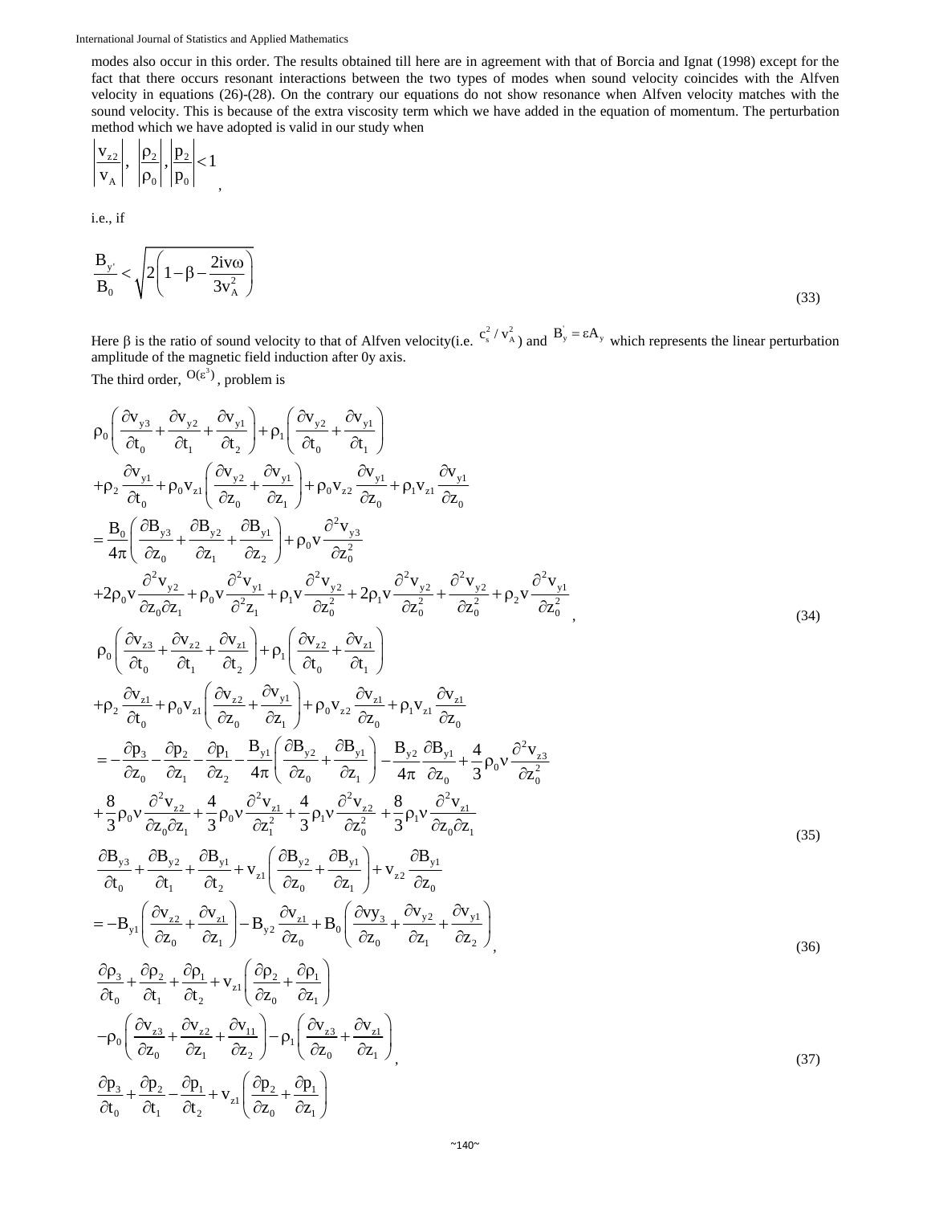modes also occur in this order. The results obtained till here are in agreement with that of Borcia and Ignat (1998) except for the fact that there occurs resonant interactions between the two types of modes when sound velocity coincides with the Alfven velocity in equations (26)-(28). On the contrary our equations do not show resonance when Alfven velocity matches with the sound velocity. This is because of the extra viscosity term which we have added in the equation of momentum. The perturbation method which we have adopted is valid in our study when

$$\left|\frac{v_{z2}}{v_A}\right|,\ \left|\frac{\rho_2}{\rho_0}\right|,\left|\frac{p_2}{p_0}\right|<1,$$

i.e., if

$$\frac{B_{y'}}{B_0}<\sqrt{2\left(1-\beta-\frac{2iv\omega}{3v_A^2}\right)} \tag{33}$$

Here $\beta$ is the ratio of sound velocity to that of Alfven velocity(i.e. $c_s^2/v_A^2$) and $B_y^{'}=\varepsilon A_y$ which represents the linear perturbation amplitude of the magnetic field induction after 0y axis.

The third order, $O(\varepsilon^3)$, problem is

$$\begin{aligned}
&\rho_0\left(\frac{\partial v_{y3}}{\partial t_0}+\frac{\partial v_{y2}}{\partial t_1}+\frac{\partial v_{y1}}{\partial t_2}\right)+\rho_1\left(\frac{\partial v_{y2}}{\partial t_0}+\frac{\partial v_{y1}}{\partial t_1}\right)\\
&+\rho_2\frac{\partial v_{y1}}{\partial t_0}+\rho_0 v_{z1}\left(\frac{\partial v_{y2}}{\partial z_0}+\frac{\partial v_{y1}}{\partial z_1}\right)+\rho_0 v_{z2}\frac{\partial v_{y1}}{\partial z_0}+\rho_1 v_{z1}\frac{\partial v_{y1}}{\partial z_0}\\
&=\frac{B_0}{4\pi}\left(\frac{\partial B_{y3}}{\partial z_0}+\frac{\partial B_{y2}}{\partial z_1}+\frac{\partial B_{y1}}{\partial z_2}\right)+\rho_0 \nu\frac{\partial^2 v_{y3}}{\partial z_0^2}\\
&+2\rho_0\nu\frac{\partial^2 v_{y2}}{\partial z_0\partial z_1}+\rho_0\nu\frac{\partial^2 v_{y1}}{\partial^2 z_1}+\rho_1\nu\frac{\partial^2 v_{y2}}{\partial z_0^2}+2\rho_1\nu\frac{\partial^2 v_{y2}}{\partial z_0^2}+\frac{\partial^2 v_{y2}}{\partial z_0^2}+\rho_2\nu\frac{\partial^2 v_{y1}}{\partial z_0^2},
\end{aligned} \tag{34}$$

$$\begin{aligned}
&\rho_0\left(\frac{\partial v_{z3}}{\partial t_0}+\frac{\partial v_{z2}}{\partial t_1}+\frac{\partial v_{z1}}{\partial t_2}\right)+\rho_1\left(\frac{\partial v_{z2}}{\partial t_0}+\frac{\partial v_{z1}}{\partial t_1}\right)\\
&+\rho_2\frac{\partial v_{z1}}{\partial t_0}+\rho_0 v_{z1}\left(\frac{\partial v_{z2}}{\partial z_0}+\frac{\partial v_{y1}}{\partial z_1}\right)+\rho_0 v_{z2}\frac{\partial v_{z1}}{\partial z_0}+\rho_1 v_{z1}\frac{\partial v_{z1}}{\partial z_0}\\
&=-\frac{\partial p_3}{\partial z_0}-\frac{\partial p_2}{\partial z_1}-\frac{\partial p_1}{\partial z_2}-\frac{B_{y1}}{4\pi}\left(\frac{\partial B_{y2}}{\partial z_0}+\frac{\partial B_{y1}}{\partial z_1}\right)-\frac{B_{y2}}{4\pi}\frac{\partial B_{y1}}{\partial z_0}+\frac{4}{3}\rho_0\nu\frac{\partial^2 v_{z3}}{\partial z_0^2}\\
&+\frac{8}{3}\rho_0\nu\frac{\partial^2 v_{z2}}{\partial z_0\partial z_1}+\frac{4}{3}\rho_0\nu\frac{\partial^2 v_{z1}}{\partial z_1^2}+\frac{4}{3}\rho_1\nu\frac{\partial^2 v_{z2}}{\partial z_0^2}+\frac{8}{3}\rho_1\nu\frac{\partial^2 v_{z1}}{\partial z_0\partial z_1}
\end{aligned} \tag{35}$$

$$\begin{aligned}
&\frac{\partial B_{y3}}{\partial t_0}+\frac{\partial B_{y2}}{\partial t_1}+\frac{\partial B_{y1}}{\partial t_2}+v_{z1}\left(\frac{\partial B_{y2}}{\partial z_0}+\frac{\partial B_{y1}}{\partial z_1}\right)+v_{z2}\frac{\partial B_{y1}}{\partial z_0}\\
&=-B_{y1}\left(\frac{\partial v_{z2}}{\partial z_0}+\frac{\partial v_{z1}}{\partial z_1}\right)-B_{y2}\frac{\partial v_{z1}}{\partial z_0}+B_0\left(\frac{\partial vy_3}{\partial z_0}+\frac{\partial v_{y2}}{\partial z_1}+\frac{\partial v_{y1}}{\partial z_2}\right),
\end{aligned} \tag{36}$$

$$\begin{aligned}
&\frac{\partial \rho_3}{\partial t_0}+\frac{\partial \rho_2}{\partial t_1}+\frac{\partial \rho_1}{\partial t_2}+v_{z1}\left(\frac{\partial \rho_2}{\partial z_0}+\frac{\partial \rho_1}{\partial z_1}\right)\\
&-\rho_0\left(\frac{\partial v_{z3}}{\partial z_0}+\frac{\partial v_{z2}}{\partial z_1}+\frac{\partial v_{11}}{\partial z_2}\right)-\rho_1\left(\frac{\partial v_{z3}}{\partial z_0}+\frac{\partial v_{z1}}{\partial z_1}\right),
\end{aligned} \tag{37}$$

$$\frac{\partial p_3}{\partial t_0}+\frac{\partial p_2}{\partial t_1}-\frac{\partial p_1}{\partial t_2}+v_{z1}\left(\frac{\partial p_2}{\partial z_0}+\frac{\partial p_1}{\partial z_1}\right)$$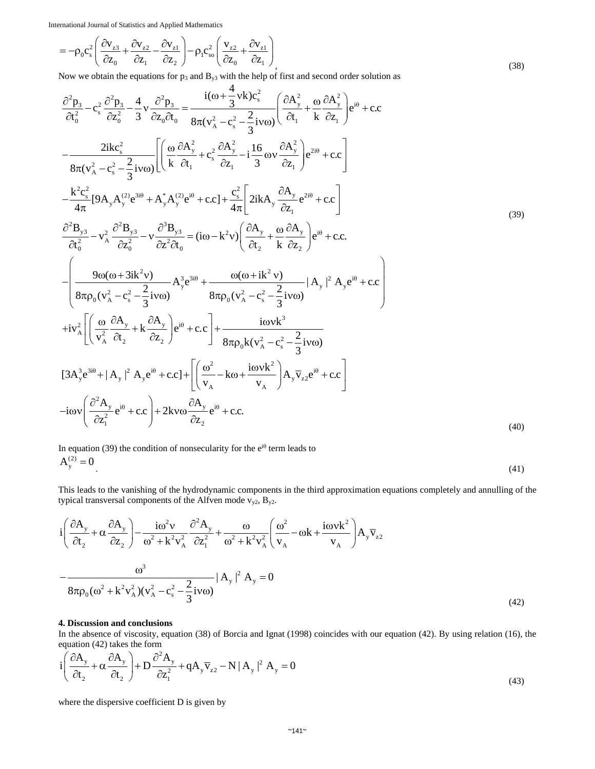$$= -\rho_0 c_s^2 \left( \frac{\partial v_{z3}}{\partial z_0} + \frac{\partial v_{z2}}{\partial z_1} - \frac{\partial v_{z1}}{\partial z_2} \right) - \rho_1 c_{so}^2 \left( \frac{v_{z2}}{\partial z_0} + \frac{\partial v_{z1}}{\partial z_1} \right), \tag{38}$$

Now we obtain the equations for $p_3$ and $B_{y3}$ with the help of first and second order solution as

$$\frac{\partial^2 p_3}{\partial t_0^2} - c_s^2 \frac{\partial^2 p_3}{\partial z_0^2} - \frac{4}{3}\nu \frac{\partial^2 p_3}{\partial z_0 \partial t_0} = \frac{i(\omega + \frac{4}{3}\nu k)c_s^2}{8\pi(v_A^2 - c_s^2 - \frac{2}{3}i\nu\omega)} \left( \frac{\partial A_y^2}{\partial t_1} + \frac{\omega}{k}\frac{\partial A_y^2}{\partial z_1} \right) e^{i\theta} + c.c$$
$$- \frac{2ikc_s^2}{8\pi(v_A^2 - c_s^2 - \frac{2}{3}i\nu\omega)} \left[ \left( \frac{\omega}{k}\frac{\partial A_y^2}{\partial t_1} + c_s^2 \frac{\partial A_y^2}{\partial z_1} - i\frac{16}{3}\omega\nu \frac{\partial A_y^2}{\partial z_1} \right) e^{2i\theta} + c.c \right]$$
$$- \frac{k^2 c_s^2}{4\pi}[9A_y A_y^{(2)} e^{3i\theta} + A_y^* A_y^{(2)} e^{i\theta} + c.c] + \frac{c_s^2}{4\pi}\left[ 2ikA_y \frac{\partial A_y}{\partial z_1} e^{2i\theta} + c.c \right] \tag{39}$$

$$\frac{\partial^2 B_{y3}}{\partial t_0^2} - v_A^2 \frac{\partial^2 B_{y3}}{\partial z_0^2} - \nu \frac{\partial^3 B_{y3}}{\partial z^2 \partial t_0} = (i\omega - k^2\nu)\left( \frac{\partial A_y}{\partial t_2} + \frac{\omega}{k}\frac{\partial A_y}{\partial z_2} \right) e^{i\theta} + c.c.$$
$$- \left( \frac{9\omega(\omega + 3ik^2\nu)}{8\pi\rho_0(v_A^2 - c_s^2 - \frac{2}{3}i\nu\omega)} A_y^3 e^{3i\theta} + \frac{\omega(\omega + ik^2\nu)}{8\pi\rho_0(v_A^2 - c_s^2 - \frac{2}{3}i\nu\omega)} |A_y|^2 A_y e^{i\theta} + c.c \right)$$
$$+ iv_A^2 \left[ \left( \frac{\omega}{v_A^2}\frac{\partial A_y}{\partial t_2} + k\frac{\partial A_y}{\partial z_2} \right) e^{i\theta} + c.c \right] + \frac{i\omega\nu k^3}{8\pi\rho_0 k(v_A^2 - c_s^2 - \frac{2}{3}i\nu\omega)}$$
$$[3A_y^3 e^{3i\theta} + |A_y|^2 A_y e^{i\theta} + c.c] + \left[ \left( \frac{\omega^2}{v_A} - k\omega + \frac{i\omega\nu k^2}{v_A} \right) A_y \bar{v}_{z2} e^{i\theta} + c.c \right]$$
$$- i\omega\nu \left( \frac{\partial^2 A_y}{\partial z_1^2} e^{i\theta} + c.c \right) + 2k\nu\omega \frac{\partial A_y}{\partial z_2} e^{i\theta} + c.c. \tag{40}$$

In equation (39) the condition of nonsecularity for the $e^{i\theta}$ term leads to

$$A_y^{(2)} = 0. \tag{41}$$

This leads to the vanishing of the hydrodynamic components in the third approximation equations completely and annulling of the typical transversal components of the Alfven mode $v_{y2}$, $B_{y2}$.

$$i\left( \frac{\partial A_y}{\partial t_2} + \alpha \frac{\partial A_y}{\partial z_2} \right) - \frac{i\omega^2\nu}{\omega^2 + k^2 v_A^2}\frac{\partial^2 A_y}{\partial z_1^2} + \frac{\omega}{\omega^2 + k^2 v_A^2}\left( \frac{\omega^2}{v_A} - \omega k + \frac{i\omega\nu k^2}{v_A} \right) A_y \bar{v}_{z2}$$
$$- \frac{\omega^3}{8\pi\rho_0(\omega^2 + k^2 v_A^2)(v_A^2 - c_s^2 - \frac{2}{3}i\nu\omega)} |A_y|^2 A_y = 0 \tag{42}$$

**4. Discussion and conclusions**

In the absence of viscosity, equation (38) of Borcia and Ignat (1998) coincides with our equation (42). By using relation (16), the equation (42) takes the form

$$i\left( \frac{\partial A_y}{\partial t_2} + \alpha \frac{\partial A_y}{\partial t_2} \right) + D\frac{\partial^2 A_y}{\partial z_1^2} + qA_y \bar{v}_{z2} - N|A_y|^2 A_y = 0 \tag{43}$$

where the dispersive coefficient D is given by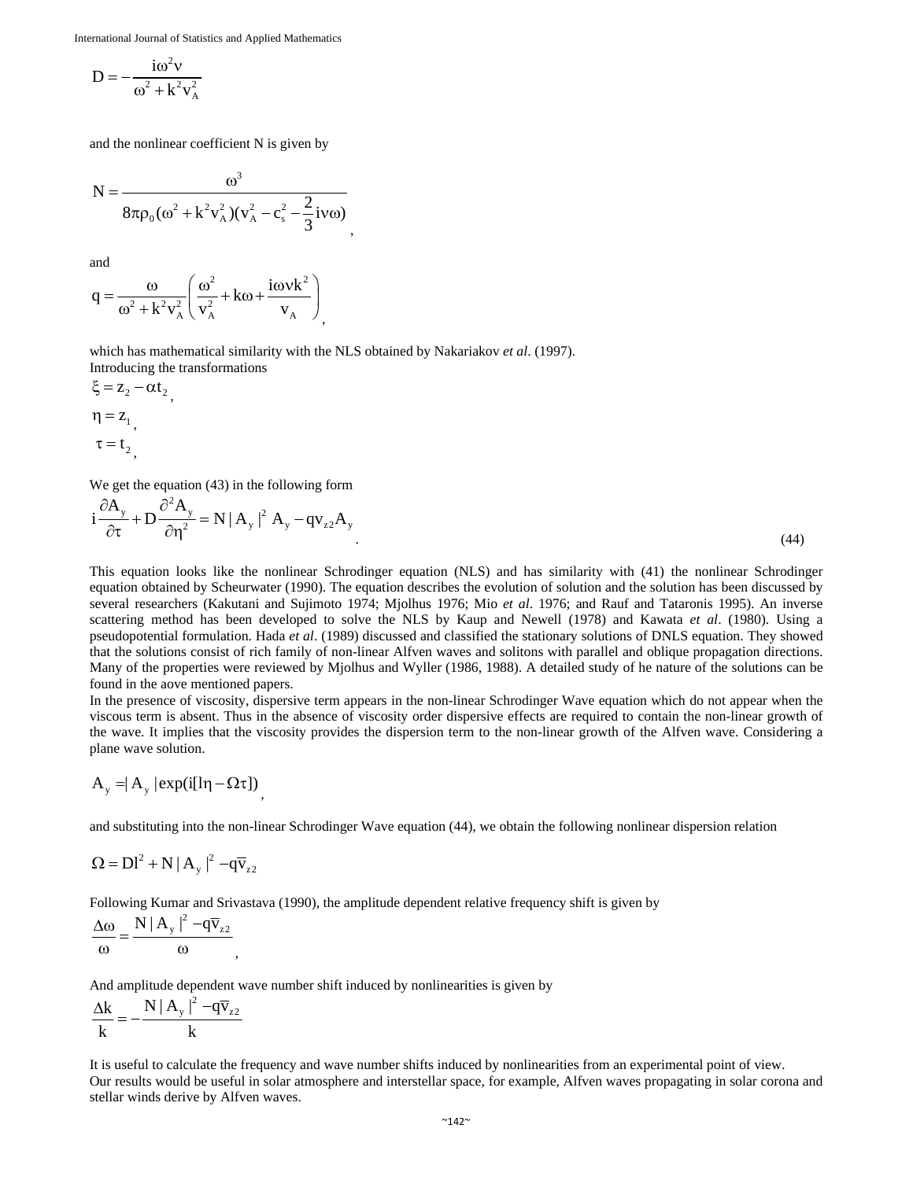$$D = -\frac{i\omega^2 \nu}{\omega^2 + k^2 v_A^2}$$

and the nonlinear coefficient N is given by

$$N = \frac{\omega^3}{8\pi\rho_0(\omega^2 + k^2 v_A^2)(v_A^2 - c_s^2 - \frac{2}{3}i\nu\omega)},$$

and

$$q = \frac{\omega}{\omega^2 + k^2 v_A^2}\left(\frac{\omega^2}{v_A^2} + k\omega + \frac{i\omega\nu k^2}{v_A}\right),$$

which has mathematical similarity with the NLS obtained by Nakariakov *et al*. (1997).
Introducing the transformations

$\xi = z_2 - \alpha t_2$,

$\eta = z_1$,

$\tau = t_2$,

We get the equation (43) in the following form

$$i\frac{\partial A_y}{\partial \tau} + D\frac{\partial^2 A_y}{\partial \eta^2} = N|A_y|^2 A_y - qv_{z2}A_y. \tag{44}$$

This equation looks like the nonlinear Schrodinger equation (NLS) and has similarity with (41) the nonlinear Schrodinger equation obtained by Scheurwater (1990). The equation describes the evolution of solution and the solution has been discussed by several researchers (Kakutani and Sujimoto 1974; Mjolhus 1976; Mio *et al*. 1976; and Rauf and Tataronis 1995). An inverse scattering method has been developed to solve the NLS by Kaup and Newell (1978) and Kawata *et al*. (1980). Using a pseudopotential formulation. Hada *et al*. (1989) discussed and classified the stationary solutions of DNLS equation. They showed that the solutions consist of rich family of non-linear Alfven waves and solitons with parallel and oblique propagation directions. Many of the properties were reviewed by Mjolhus and Wyller (1986, 1988). A detailed study of he nature of the solutions can be found in the aove mentioned papers.
In the presence of viscosity, dispersive term appears in the non-linear Schrodinger Wave equation which do not appear when the viscous term is absent. Thus in the absence of viscosity order dispersive effects are required to contain the non-linear growth of the wave. It implies that the viscosity provides the dispersion term to the non-linear growth of the Alfven wave. Considering a plane wave solution.

$$A_y = |A_y|\exp(i[l\eta - \Omega\tau]),$$

and substituting into the non-linear Schrodinger Wave equation (44), we obtain the following nonlinear dispersion relation

$$\Omega = Dl^2 + N|A_y|^2 - q\bar{v}_{z2}$$

Following Kumar and Srivastava (1990), the amplitude dependent relative frequency shift is given by

$$\frac{\Delta\omega}{\omega} = \frac{N|A_y|^2 - q\bar{v}_{z2}}{\omega},$$

And amplitude dependent wave number shift induced by nonlinearities is given by

$$\frac{\Delta k}{k} = -\frac{N|A_y|^2 - q\bar{v}_{z2}}{k}$$

It is useful to calculate the frequency and wave number shifts induced by nonlinearities from an experimental point of view.
Our results would be useful in solar atmosphere and interstellar space, for example, Alfven waves propagating in solar corona and stellar winds derive by Alfven waves.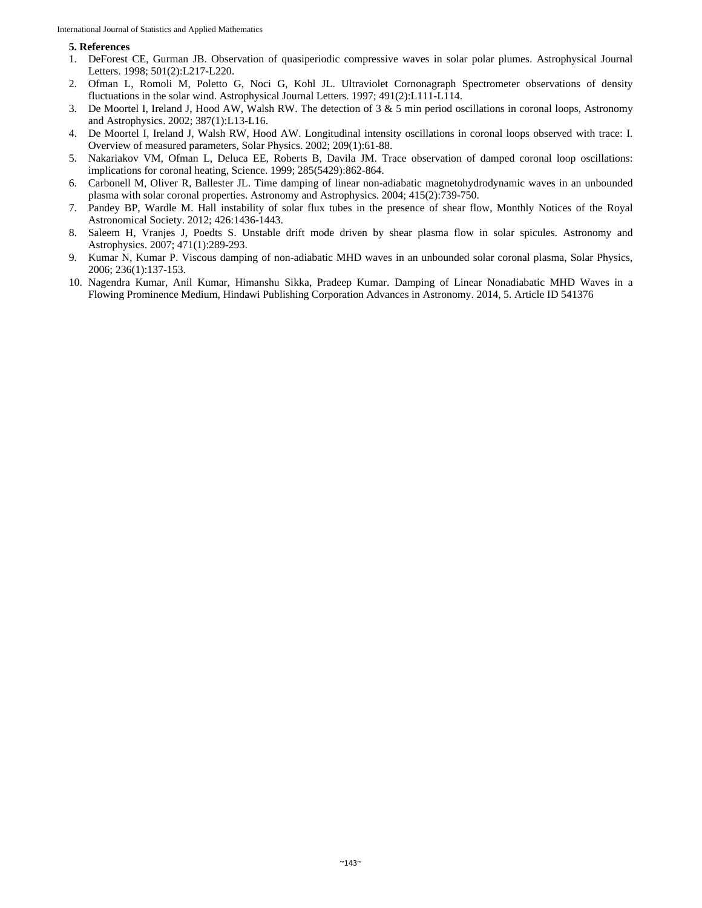## 5. References

1. DeForest CE, Gurman JB. Observation of quasiperiodic compressive waves in solar polar plumes. Astrophysical Journal Letters. 1998; 501(2):L217-L220.
2. Ofman L, Romoli M, Poletto G, Noci G, Kohl JL. Ultraviolet Cornonagraph Spectrometer observations of density fluctuations in the solar wind. Astrophysical Journal Letters. 1997; 491(2):L111-L114.
3. De Moortel I, Ireland J, Hood AW, Walsh RW. The detection of 3 & 5 min period oscillations in coronal loops, Astronomy and Astrophysics. 2002; 387(1):L13-L16.
4. De Moortel I, Ireland J, Walsh RW, Hood AW. Longitudinal intensity oscillations in coronal loops observed with trace: I. Overview of measured parameters, Solar Physics. 2002; 209(1):61-88.
5. Nakariakov VM, Ofman L, Deluca EE, Roberts B, Davila JM. Trace observation of damped coronal loop oscillations: implications for coronal heating, Science. 1999; 285(5429):862-864.
6. Carbonell M, Oliver R, Ballester JL. Time damping of linear non-adiabatic magnetohydrodynamic waves in an unbounded plasma with solar coronal properties. Astronomy and Astrophysics. 2004; 415(2):739-750.
7. Pandey BP, Wardle M. Hall instability of solar flux tubes in the presence of shear flow, Monthly Notices of the Royal Astronomical Society. 2012; 426:1436-1443.
8. Saleem H, Vranjes J, Poedts S. Unstable drift mode driven by shear plasma flow in solar spicules. Astronomy and Astrophysics. 2007; 471(1):289-293.
9. Kumar N, Kumar P. Viscous damping of non-adiabatic MHD waves in an unbounded solar coronal plasma, Solar Physics, 2006; 236(1):137-153.
10. Nagendra Kumar, Anil Kumar, Himanshu Sikka, Pradeep Kumar. Damping of Linear Nonadiabatic MHD Waves in a Flowing Prominence Medium, Hindawi Publishing Corporation Advances in Astronomy. 2014, 5. Article ID 541376